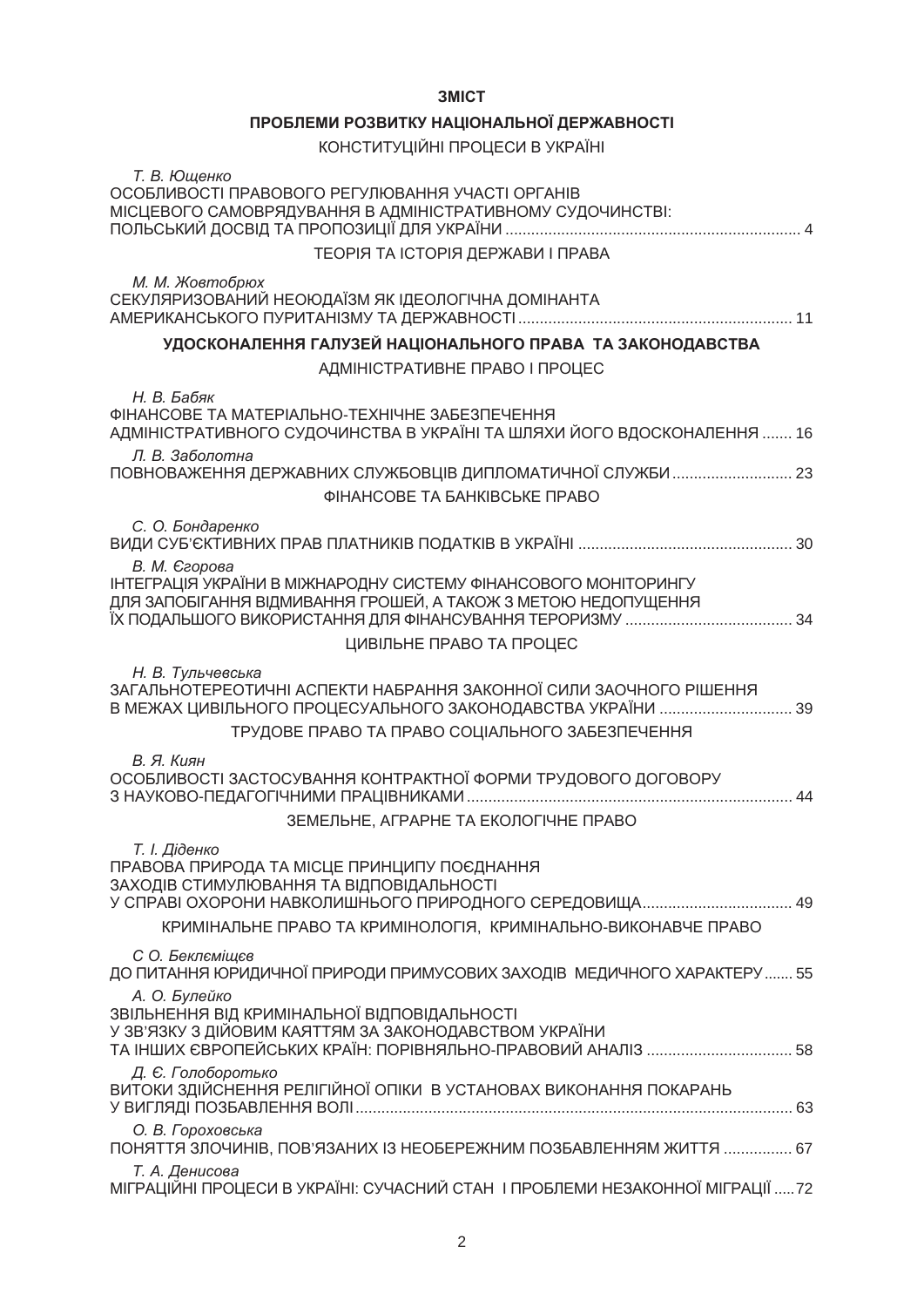**ЗМІСТ**

**ПРОБЛЕМИ РОЗВИТКУ НАЦІОНАЛЬНОЇ ДЕРЖАВНОСТІ**

КОНСТИТУЦІЙНІ ПРОЦЕСИ В УКРАЇНІ

*Т. В. Ющенко*
ОСОБЛИВОСТІ ПРАВОВОГО РЕГУЛЮВАННЯ УЧАСТІ ОРГАНІВ МІСЦЕВОГО САМОВРЯДУВАННЯ В АДМІНІСТРАТИВНОМУ СУДОЧИНСТВІ: ПОЛЬСЬКИЙ ДОСВІД ТА ПРОПОЗИЦІЇ ДЛЯ УКРАЇНИ .................... 4

ТЕОРІЯ ТА ІСТОРІЯ ДЕРЖАВИ І ПРАВА

*М. М. Жовтобрюх*
СЕКУЛЯРИЗОВАНИЙ НЕОЮДАЇЗМ ЯК ІДЕОЛОГІЧНА ДОМІНАНТА АМЕРИКАНСЬКОГО ПУРИТАНІЗМУ ТА ДЕРЖАВНОСТІ .................... 11

**УДОСКОНАЛЕННЯ ГАЛУЗЕЙ НАЦІОНАЛЬНОГО ПРАВА ТА ЗАКОНОДАВСТВА**

АДМІНІСТРАТИВНЕ ПРАВО І ПРОЦЕС

*Н. В. Бабяк*
ФІНАНСОВЕ ТА МАТЕРІАЛЬНО-ТЕХНІЧНЕ ЗАБЕЗПЕЧЕННЯ АДМІНІСТРАТИВНОГО СУДОЧИНСТВА В УКРАЇНІ ТА ШЛЯХИ ЙОГО ВДОСКОНАЛЕННЯ ....... 16

*Л. В. Заболотна*
ПОВНОВАЖЕННЯ ДЕРЖАВНИХ СЛУЖБОВЦІВ ДИПЛОМАТИЧНОЇ СЛУЖБИ .................... 23

ФІНАНСОВЕ ТА БАНКІВСЬКЕ ПРАВО

*С. О. Бондаренко*
ВИДИ СУБ'ЄКТИВНИХ ПРАВ ПЛАТНИКІВ ПОДАТКІВ В УКРАЇНІ .................... 30

*В. М. Єгорова*
ІНТЕГРАЦІЯ УКРАЇНИ В МІЖНАРОДНУ СИСТЕМУ ФІНАНСОВОГО МОНІТОРИНГУ ДЛЯ ЗАПОБІГАННЯ ВІДМИВАННЯ ГРОШЕЙ, А ТАКОЖ З МЕТОЮ НЕДОПУЩЕННЯ ЇХ ПОДАЛЬШОГО ВИКОРИСТАННЯ ДЛЯ ФІНАНСУВАННЯ ТЕРОРИЗМУ .................... 34

ЦИВІЛЬНЕ ПРАВО ТА ПРОЦЕС

*Н. В. Тульчевська*
ЗАГАЛЬНОТЕРЕОТИЧНІ АСПЕКТИ НАБРАННЯ ЗАКОННОЇ СИЛИ ЗАОЧНОГО РІШЕННЯ В МЕЖАХ ЦИВІЛЬНОГО ПРОЦЕСУАЛЬНОГО ЗАКОНОДАВСТВА УКРАЇНИ .................... 39

ТРУДОВЕ ПРАВО ТА ПРАВО СОЦІАЛЬНОГО ЗАБЕЗПЕЧЕННЯ

*В. Я. Киян*
ОСОБЛИВОСТІ ЗАСТОСУВАННЯ КОНТРАКТНОЇ ФОРМИ ТРУДОВОГО ДОГОВОРУ З НАУКОВО-ПЕДАГОГІЧНИМИ ПРАЦІВНИКАМИ .................... 44

ЗЕМЕЛЬНЕ, АГРАРНЕ ТА ЕКОЛОГІЧНЕ ПРАВО

*Т. І. Діденко*
ПРАВОВА ПРИРОДА ТА МІСЦЕ ПРИНЦИПУ ПОЄДНАННЯ ЗАХОДІВ СТИМУЛЮВАННЯ ТА ВІДПОВІДАЛЬНОСТІ У СПРАВІ ОХОРОНИ НАВКОЛИШНЬОГО ПРИРОДНОГО СЕРЕДОВИЩА .................... 49

КРИМІНАЛЬНЕ ПРАВО ТА КРИМІНОЛОГІЯ, КРИМІНАЛЬНО-ВИКОНАВЧЕ ПРАВО

*С О. Беклєміщєв*
ДО ПИТАННЯ ЮРИДИЧНОЇ ПРИРОДИ ПРИМУСОВИХ ЗАХОДІВ МЕДИЧНОГО ХАРАКТЕРУ ....... 55

*А. О. Булейко*
ЗВІЛЬНЕННЯ ВІД КРИМІНАЛЬНОЇ ВІДПОВІДАЛЬНОСТІ У ЗВ'ЯЗКУ З ДІЙОВИМ КАЯТТЯМ ЗА ЗАКОНОДАВСТВОМ УКРАЇНИ ТА ІНШИХ ЄВРОПЕЙСЬКИХ КРАЇН: ПОРІВНЯЛЬНО-ПРАВОВИЙ АНАЛІЗ .................... 58

*Д. Є. Голоборотько*
ВИТОКИ ЗДІЙСНЕННЯ РЕЛІГІЙНОЇ ОПІКИ В УСТАНОВАХ ВИКОНАННЯ ПОКАРАНЬ У ВИГЛЯДІ ПОЗБАВЛЕННЯ ВОЛІ .................... 63

*О. В. Гороховська*
ПОНЯТТЯ ЗЛОЧИНІВ, ПОВ'ЯЗАНИХ ІЗ НЕОБЕРЕЖНИМ ПОЗБАВЛЕННЯМ ЖИТТЯ .................... 67

*Т. А. Денисова*
МІГРАЦІЙНІ ПРОЦЕСИ В УКРАЇНІ: СУЧАСНИЙ СТАН І ПРОБЛЕМИ НЕЗАКОННОЇ МІГРАЦІЇ ..... 72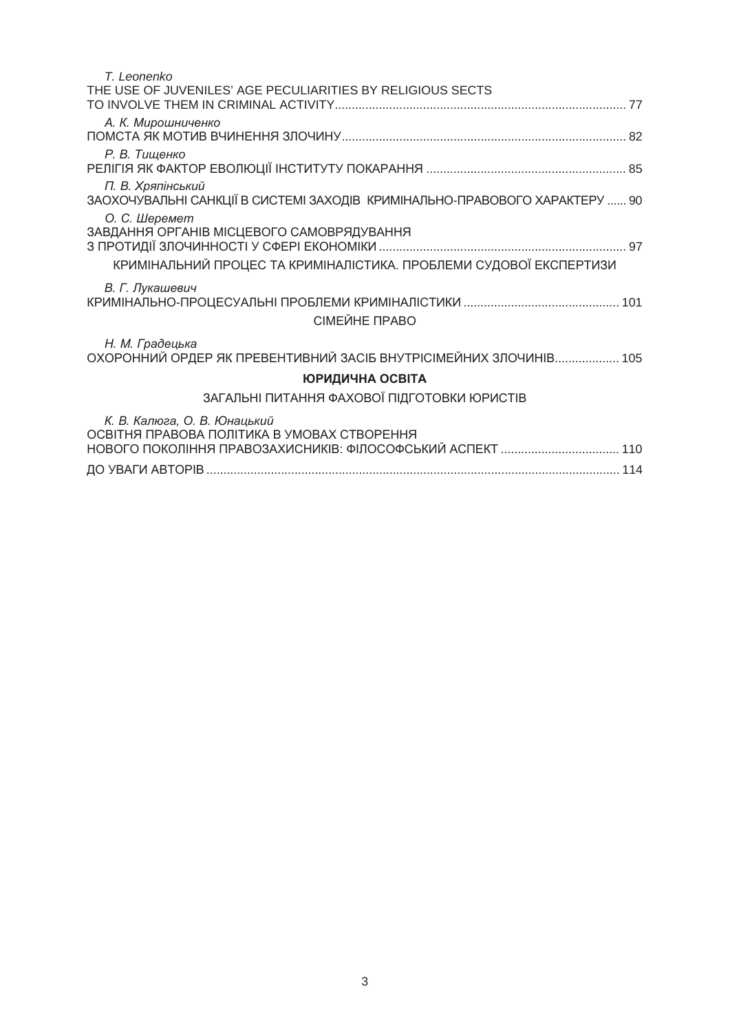*T. Leonenko*
THE USE OF JUVENILES' AGE PECULIARITIES BY RELIGIOUS SECTS TO INVOLVE THEM IN CRIMINAL ACTIVITY ..... 77

*А. К. Мирошниченко*
ПОМСТА ЯК МОТИВ ВЧИНЕННЯ ЗЛОЧИНУ ..... 82

*Р. В. Тищенко*
РЕЛІГІЯ ЯК ФАКТОР ЕВОЛЮЦІЇ ІНСТИТУТУ ПОКАРАННЯ ..... 85

*П. В. Хряпінський*
ЗАОХОЧУВАЛЬНІ САНКЦІЇ В СИСТЕМІ ЗАХОДІВ КРИМІНАЛЬНО-ПРАВОВОГО ХАРАКТЕРУ ..... 90

*О. С. Шеремет*
ЗАВДАННЯ ОРГАНІВ МІСЦЕВОГО САМОВРЯДУВАННЯ З ПРОТИДІЇ ЗЛОЧИННОСТІ У СФЕРІ ЕКОНОМІКИ ..... 97

### КРИМІНАЛЬНИЙ ПРОЦЕС ТА КРИМІНАЛІСТИКА. ПРОБЛЕМИ СУДОВОЇ ЕКСПЕРТИЗИ

*В. Г. Лукашевич*
КРИМІНАЛЬНО-ПРОЦЕСУАЛЬНІ ПРОБЛЕМИ КРИМІНАЛІСТИКИ ..... 101

### СІМЕЙНЕ ПРАВО

*Н. М. Градецька*
ОХОРОННИЙ ОРДЕР ЯК ПРЕВЕНТИВНИЙ ЗАСІБ ВНУТРІСІМЕЙНИХ ЗЛОЧИНІВ ..... 105

## ЮРИДИЧНА ОСВІТА

### ЗАГАЛЬНІ ПИТАННЯ ФАХОВОЇ ПІДГОТОВКИ ЮРИСТІВ

*К. В. Калюга, О. В. Юнацький*
ОСВІТНЯ ПРАВОВА ПОЛІТИКА В УМОВАХ СТВОРЕННЯ НОВОГО ПОКОЛІННЯ ПРАВОЗАХИСНИКІВ: ФІЛОСОФСЬКИЙ АСПЕКТ ..... 110

ДО УВАГИ АВТОРІВ ..... 114